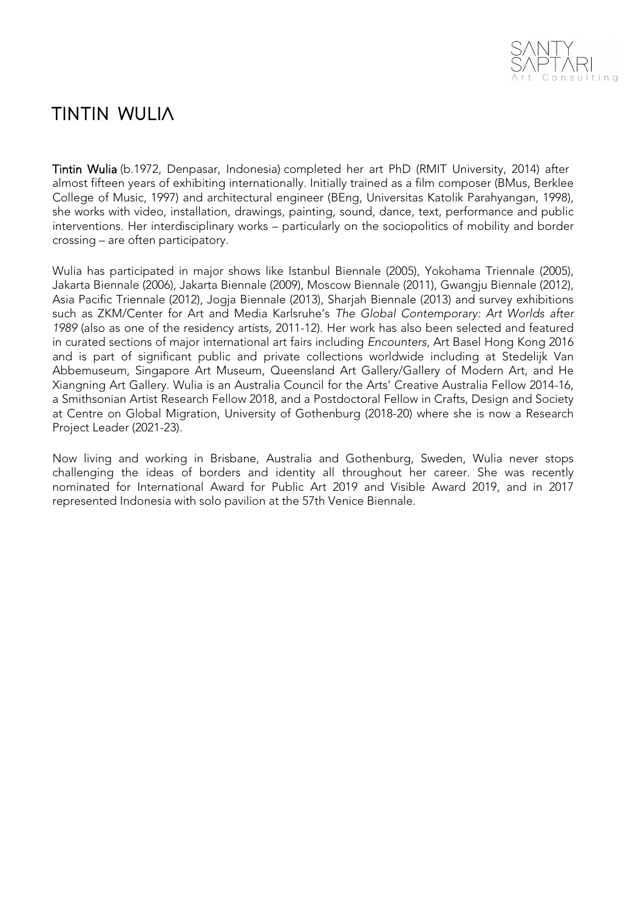# TINTIN WULIΛ

**Tintin Wulia** (b.1972, Denpasar, Indonesia) completed her art PhD (RMIT University, 2014) after almost fifteen years of exhibiting internationally. Initially trained as a film composer (BMus, Berklee College of Music, 1997) and architectural engineer (BEng, Universitas Katolik Parahyangan, 1998), she works with video, installation, drawings, painting, sound, dance, text, performance and public interventions. Her interdisciplinary works – particularly on the sociopolitics of mobility and border crossing – are often participatory.

Wulia has participated in major shows like Istanbul Biennale (2005), Yokohama Triennale (2005), Jakarta Biennale (2006), Jakarta Biennale (2009), Moscow Biennale (2011), Gwangju Biennale (2012), Asia Pacific Triennale (2012), Jogja Biennale (2013), Sharjah Biennale (2013) and survey exhibitions such as ZKM/Center for Art and Media Karlsruhe's *The Global Contemporary: Art Worlds after 1989* (also as one of the residency artists, 2011-12). Her work has also been selected and featured in curated sections of major international art fairs including *Encounters*, Art Basel Hong Kong 2016 and is part of significant public and private collections worldwide including at Stedelijk Van Abbemuseum, Singapore Art Museum, Queensland Art Gallery/Gallery of Modern Art, and He Xiangning Art Gallery. Wulia is an Australia Council for the Arts' Creative Australia Fellow 2014-16, a Smithsonian Artist Research Fellow 2018, and a Postdoctoral Fellow in Crafts, Design and Society at Centre on Global Migration, University of Gothenburg (2018-20) where she is now a Research Project Leader (2021-23).

Now living and working in Brisbane, Australia and Gothenburg, Sweden, Wulia never stops challenging the ideas of borders and identity all throughout her career. She was recently nominated for International Award for Public Art 2019 and Visible Award 2019, and in 2017 represented Indonesia with solo pavilion at the 57th Venice Biennale.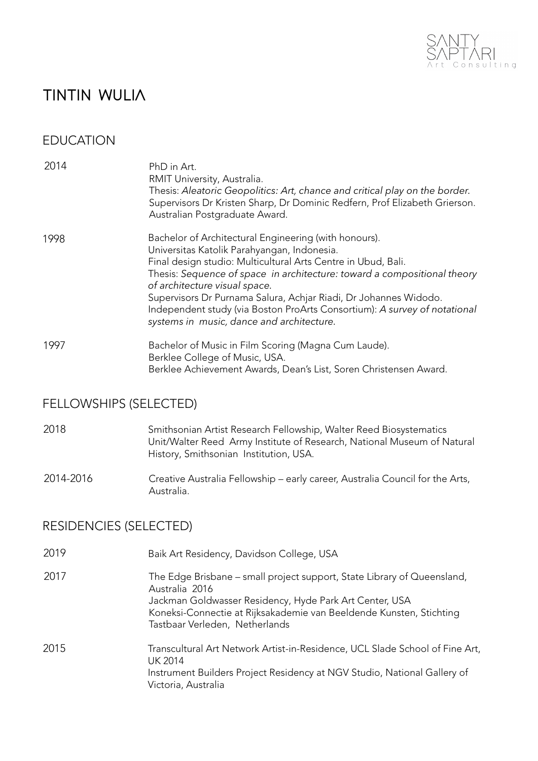# TINTIN WULIA

## EDUCATION

| | |
|---|---|
| 2014 | PhD in Art.<br>RMIT University, Australia.<br>Thesis: *Aleatoric Geopolitics: Art, chance and critical play on the border.*<br>Supervisors Dr Kristen Sharp, Dr Dominic Redfern, Prof Elizabeth Grierson.<br>Australian Postgraduate Award. |
| 1998 | Bachelor of Architectural Engineering (with honours).<br>Universitas Katolik Parahyangan, Indonesia.<br>Final design studio: Multicultural Arts Centre in Ubud, Bali.<br>Thesis: *Sequence of space in architecture: toward a compositional theory of architecture visual space.*<br>Supervisors Dr Purnama Salura, Achjar Riadi, Dr Johannes Widodo.<br>Independent study (via Boston ProArts Consortium): *A survey of notational systems in music, dance and architecture.* |
| 1997 | Bachelor of Music in Film Scoring (Magna Cum Laude).<br>Berklee College of Music, USA.<br>Berklee Achievement Awards, Dean's List, Soren Christensen Award. |

## FELLOWSHIPS (SELECTED)

| | |
|---|---|
| 2018 | Smithsonian Artist Research Fellowship, Walter Reed Biosystematics Unit/Walter Reed Army Institute of Research, National Museum of Natural History, Smithsonian Institution, USA. |
| 2014-2016 | Creative Australia Fellowship – early career, Australia Council for the Arts, Australia. |

## RESIDENCIES (SELECTED)

| | |
|---|---|
| 2019 | Baik Art Residency, Davidson College, USA |
| 2017 | The Edge Brisbane – small project support, State Library of Queensland, Australia |
| 2016 | Jackman Goldwasser Residency, Hyde Park Art Center, USA<br>Koneksi-Connectie at Rijksakademie van Beeldende Kunsten, Stichting Tastbaar Verleden, Netherlands |
| 2015 | Transcultural Art Network Artist-in-Residence, UCL Slade School of Fine Art, UK |
| 2014 | Instrument Builders Project Residency at NGV Studio, National Gallery of Victoria, Australia |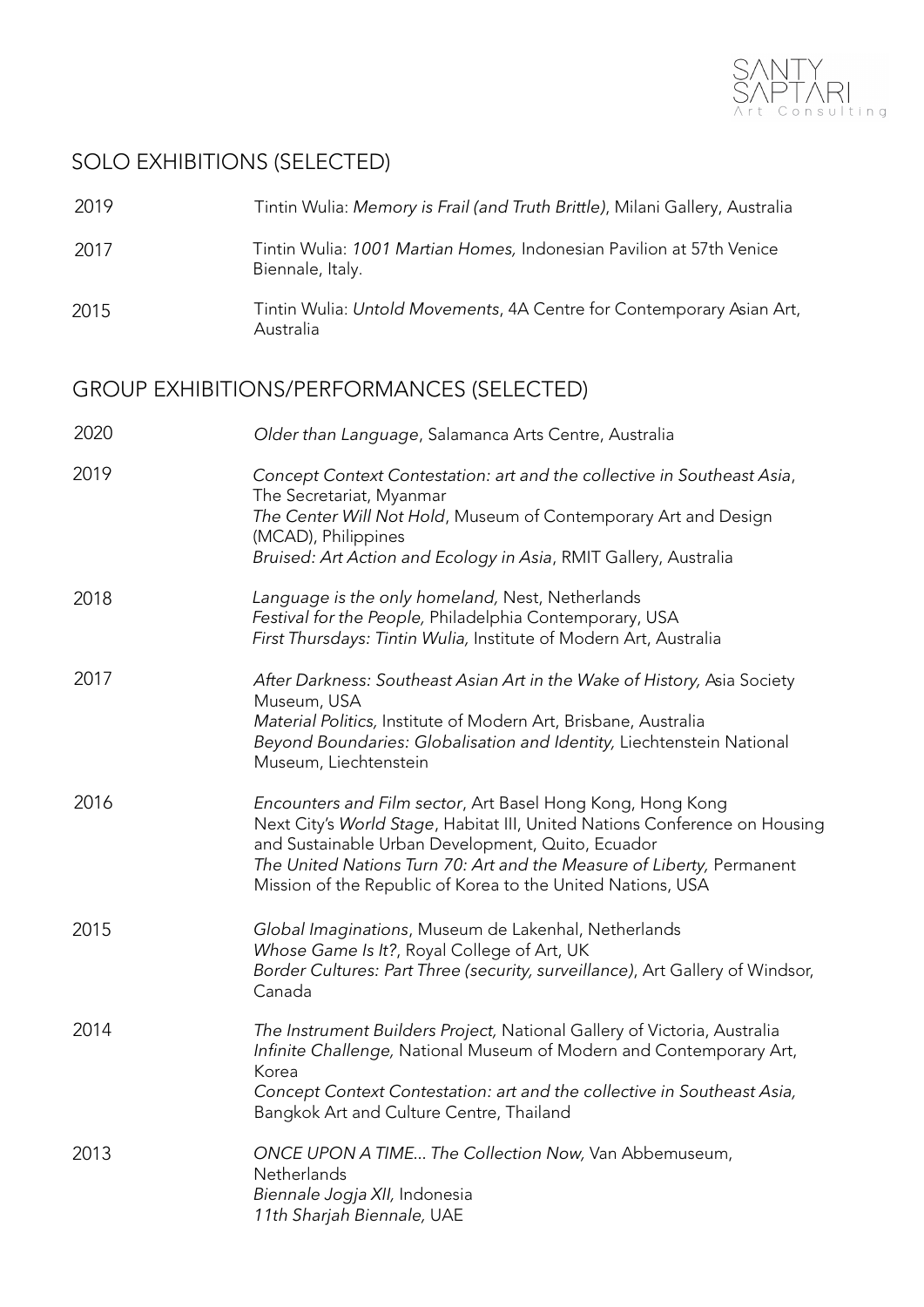## SOLO EXHIBITIONS (SELECTED)

2019 Tintin Wulia: *Memory is Frail (and Truth Brittle)*, Milani Gallery, Australia

2017 Tintin Wulia: *1001 Martian Homes,* Indonesian Pavilion at 57th Venice Biennale, Italy.

2015 Tintin Wulia: *Untold Movements*, 4A Centre for Contemporary Asian Art, Australia

## GROUP EXHIBITIONS/PERFORMANCES (SELECTED)

2020
*Older than Language*, Salamanca Arts Centre, Australia

2019
*Concept Context Contestation: art and the collective in Southeast Asia*, The Secretariat, Myanmar
*The Center Will Not Hold*, Museum of Contemporary Art and Design (MCAD), Philippines
*Bruised: Art Action and Ecology in Asia*, RMIT Gallery, Australia

2018
*Language is the only homeland,* Nest, Netherlands
*Festival for the People,* Philadelphia Contemporary, USA
*First Thursdays: Tintin Wulia,* Institute of Modern Art, Australia

2017
*After Darkness: Southeast Asian Art in the Wake of History,* Asia Society Museum, USA
*Material Politics,* Institute of Modern Art, Brisbane, Australia
*Beyond Boundaries: Globalisation and Identity,* Liechtenstein National Museum, Liechtenstein

2016
*Encounters and Film sector*, Art Basel Hong Kong, Hong Kong
Next City's *World Stage*, Habitat III, United Nations Conference on Housing and Sustainable Urban Development, Quito, Ecuador
*The United Nations Turn 70: Art and the Measure of Liberty,* Permanent Mission of the Republic of Korea to the United Nations, USA

2015
*Global Imaginations*, Museum de Lakenhal, Netherlands
*Whose Game Is It?*, Royal College of Art, UK
*Border Cultures: Part Three (security, surveillance)*, Art Gallery of Windsor, Canada

2014
*The Instrument Builders Project,* National Gallery of Victoria, Australia
*Infinite Challenge,* National Museum of Modern and Contemporary Art, Korea
*Concept Context Contestation: art and the collective in Southeast Asia,* Bangkok Art and Culture Centre, Thailand

2013
*ONCE UPON A TIME... The Collection Now,* Van Abbemuseum, Netherlands
*Biennale Jogja XII,* Indonesia
*11th Sharjah Biennale,* UAE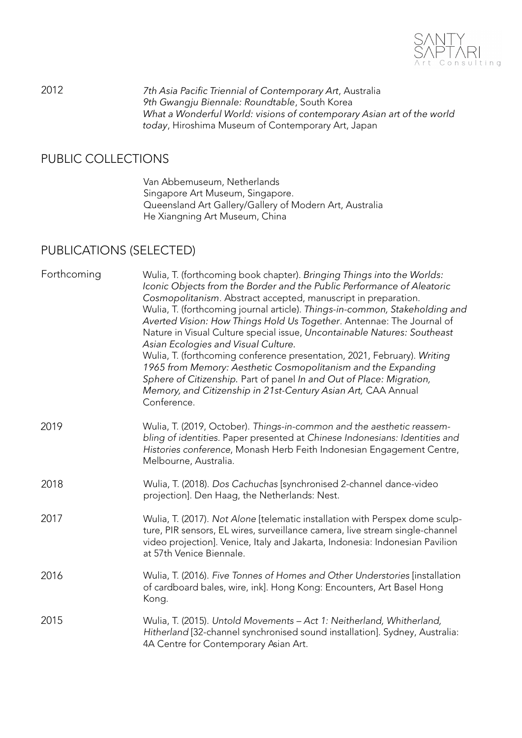| | |
|---|---|
| 2012 | *7th Asia Pacific Triennial of Contemporary Art*, Australia<br>*9th Gwangju Biennale: Roundtable*, South Korea<br>*What a Wonderful World: visions of contemporary Asian art of the world today*, Hiroshima Museum of Contemporary Art, Japan |

## PUBLIC COLLECTIONS

Van Abbemuseum, Netherlands
Singapore Art Museum, Singapore.
Queensland Art Gallery/Gallery of Modern Art, Australia
He Xiangning Art Museum, China

## PUBLICATIONS (SELECTED)

| | |
|---|---|
| Forthcoming | Wulia, T. (forthcoming book chapter). *Bringing Things into the Worlds: Iconic Objects from the Border and the Public Performance of Aleatoric Cosmopolitanism*. Abstract accepted, manuscript in preparation.<br>Wulia, T. (forthcoming journal article). *Things-in-common, Stakeholding and Averted Vision: How Things Hold Us Together*. Antennae: The Journal of Nature in Visual Culture special issue, *Uncontainable Natures: Southeast Asian Ecologies and Visual Culture.*<br>Wulia, T. (forthcoming conference presentation, 2021, February). *Writing 1965 from Memory: Aesthetic Cosmopolitanism and the Expanding Sphere of Citizenship.* Part of panel *In and Out of Place: Migration, Memory, and Citizenship in 21st-Century Asian Art,* CAA Annual Conference. |
| 2019 | Wulia, T. (2019, October). *Things-in-common and the aesthetic reassembling of identities.* Paper presented at *Chinese Indonesians: Identities and Histories conference*, Monash Herb Feith Indonesian Engagement Centre, Melbourne, Australia. |
| 2018 | Wulia, T. (2018). *Dos Cachuchas* [synchronised 2-channel dance-video projection]. Den Haag, the Netherlands: Nest. |
| 2017 | Wulia, T. (2017). *Not Alone* [telematic installation with Perspex dome sculpture, PIR sensors, EL wires, surveillance camera, live stream single-channel video projection]. Venice, Italy and Jakarta, Indonesia: Indonesian Pavilion at 57th Venice Biennale. |
| 2016 | Wulia, T. (2016). *Five Tonnes of Homes and Other Understories* [installation of cardboard bales, wire, ink]. Hong Kong: Encounters, Art Basel Hong Kong. |
| 2015 | Wulia, T. (2015). *Untold Movements – Act 1: Neitherland, Whitherland, Hitherland* [32-channel synchronised sound installation]. Sydney, Australia: 4A Centre for Contemporary Asian Art. |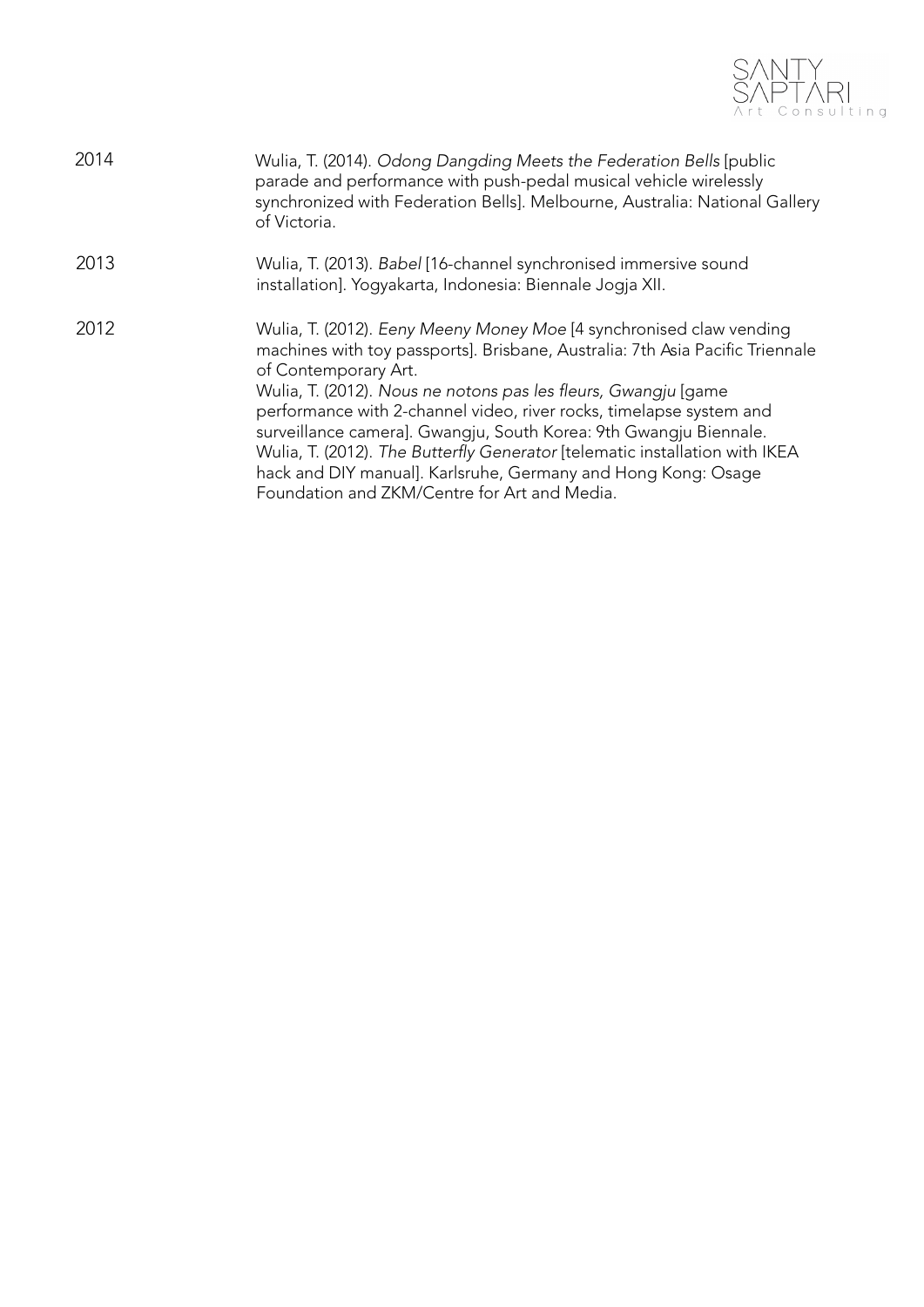| | |
|---|---|
| 2014 | Wulia, T. (2014). *Odong Dangding Meets the Federation Bells* [public parade and performance with push-pedal musical vehicle wirelessly synchronized with Federation Bells]. Melbourne, Australia: National Gallery of Victoria. |
| 2013 | Wulia, T. (2013). *Babel* [16-channel synchronised immersive sound installation]. Yogyakarta, Indonesia: Biennale Jogja XII. |
| 2012 | Wulia, T. (2012). *Eeny Meeny Money Moe* [4 synchronised claw vending machines with toy passports]. Brisbane, Australia: 7th Asia Pacific Triennale of Contemporary Art.<br>Wulia, T. (2012). *Nous ne notons pas les fleurs, Gwangju* [game performance with 2-channel video, river rocks, timelapse system and surveillance camera]. Gwangju, South Korea: 9th Gwangju Biennale.<br>Wulia, T. (2012). *The Butterfly Generator* [telematic installation with IKEA hack and DIY manual]. Karlsruhe, Germany and Hong Kong: Osage Foundation and ZKM/Centre for Art and Media. |